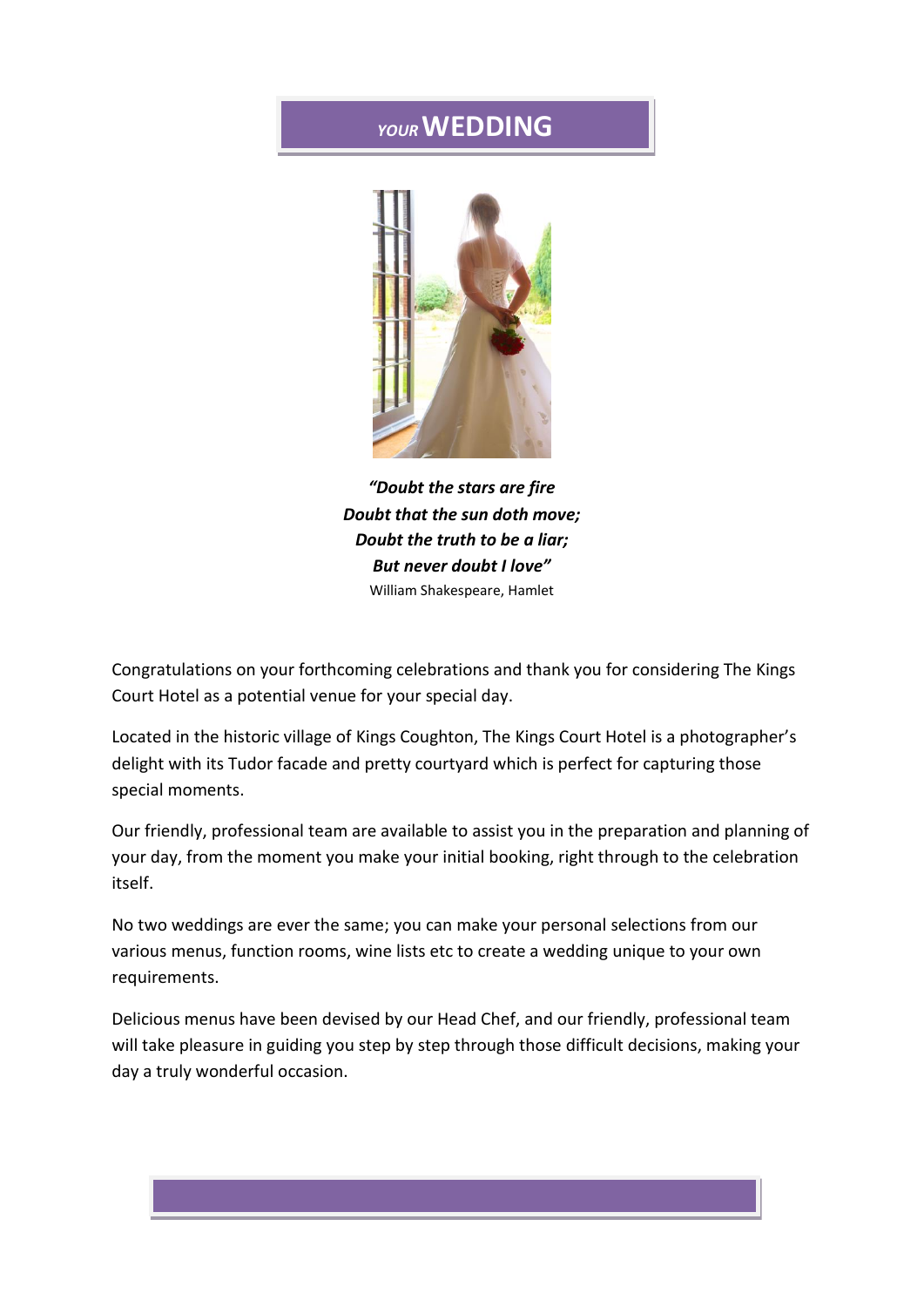# *YOUR* WEDDING

***"Doubt the stars are fire***
***Doubt that the sun doth move;***
***Doubt the truth to be a liar;***
***But never doubt I love"***

William Shakespeare, Hamlet

Congratulations on your forthcoming celebrations and thank you for considering The Kings Court Hotel as a potential venue for your special day.

Located in the historic village of Kings Coughton, The Kings Court Hotel is a photographer's delight with its Tudor facade and pretty courtyard which is perfect for capturing those special moments.

Our friendly, professional team are available to assist you in the preparation and planning of your day, from the moment you make your initial booking, right through to the celebration itself.

No two weddings are ever the same; you can make your personal selections from our various menus, function rooms, wine lists etc to create a wedding unique to your own requirements.

Delicious menus have been devised by our Head Chef, and our friendly, professional team will take pleasure in guiding you step by step through those difficult decisions, making your day a truly wonderful occasion.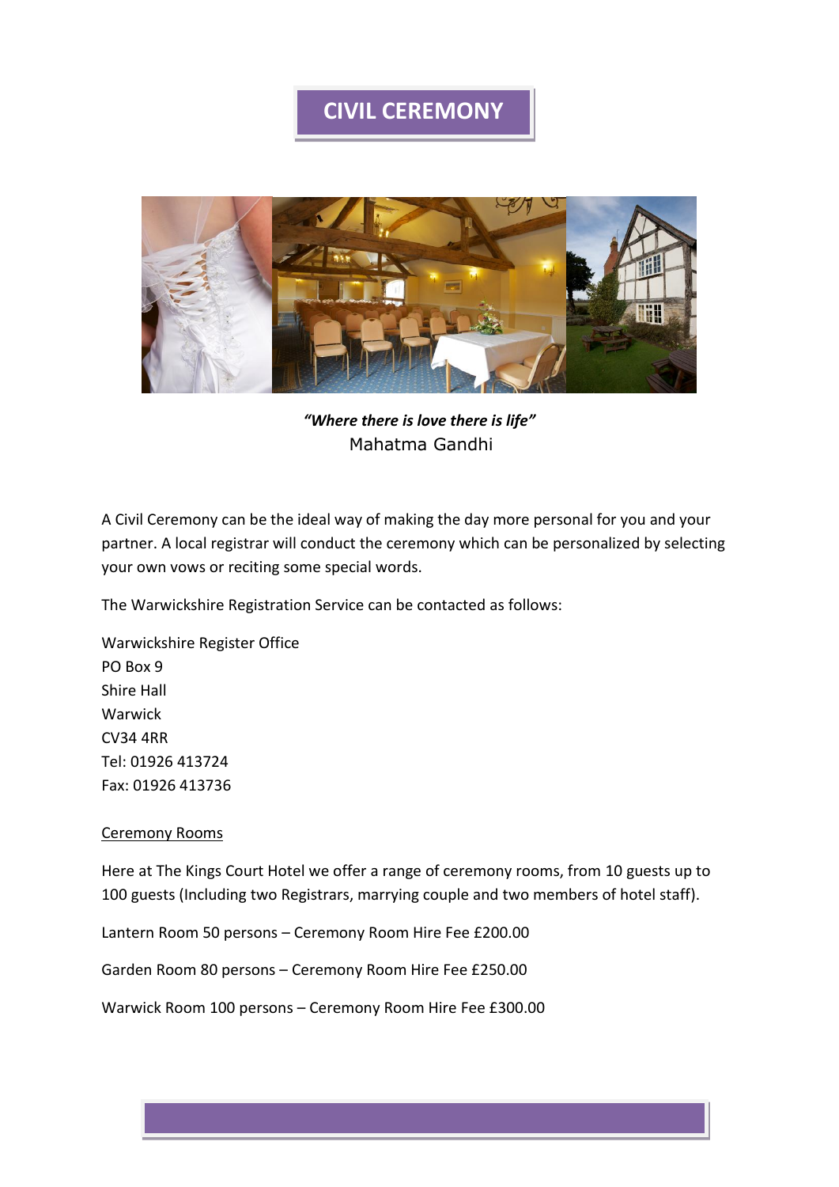# CIVIL CEREMONY

***"Where there is love there is life"***
Mahatma Gandhi

A Civil Ceremony can be the ideal way of making the day more personal for you and your partner. A local registrar will conduct the ceremony which can be personalized by selecting your own vows or reciting some special words.

The Warwickshire Registration Service can be contacted as follows:

Warwickshire Register Office
PO Box 9
Shire Hall
Warwick
CV34 4RR
Tel: 01926 413724
Fax: 01926 413736

<u>Ceremony Rooms</u>

Here at The Kings Court Hotel we offer a range of ceremony rooms, from 10 guests up to 100 guests (Including two Registrars, marrying couple and two members of hotel staff).

Lantern Room 50 persons – Ceremony Room Hire Fee £200.00

Garden Room 80 persons – Ceremony Room Hire Fee £250.00

Warwick Room 100 persons – Ceremony Room Hire Fee £300.00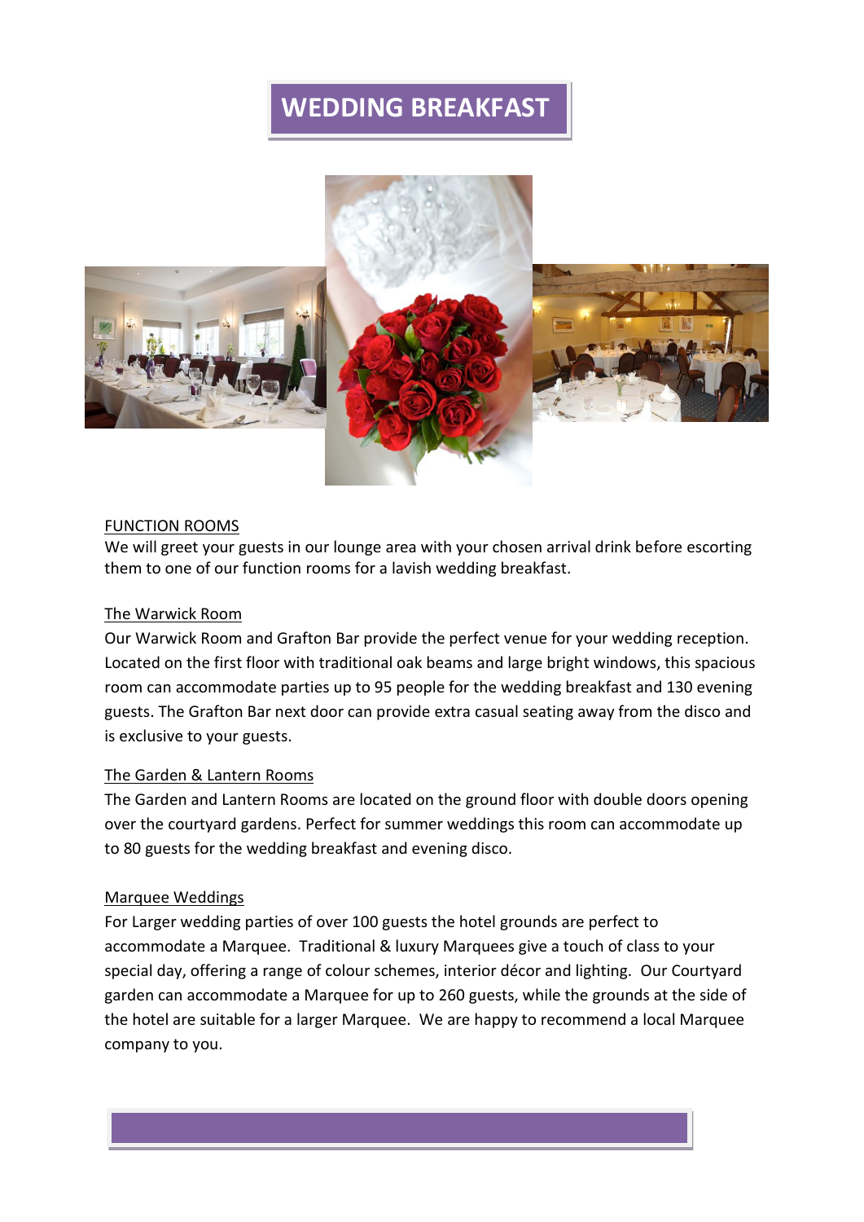# WEDDING BREAKFAST

## FUNCTION ROOMS

We will greet your guests in our lounge area with your chosen arrival drink before escorting them to one of our function rooms for a lavish wedding breakfast.

### The Warwick Room

Our Warwick Room and Grafton Bar provide the perfect venue for your wedding reception. Located on the first floor with traditional oak beams and large bright windows, this spacious room can accommodate parties up to 95 people for the wedding breakfast and 130 evening guests. The Grafton Bar next door can provide extra casual seating away from the disco and is exclusive to your guests.

### The Garden & Lantern Rooms

The Garden and Lantern Rooms are located on the ground floor with double doors opening over the courtyard gardens. Perfect for summer weddings this room can accommodate up to 80 guests for the wedding breakfast and evening disco.

### Marquee Weddings

For Larger wedding parties of over 100 guests the hotel grounds are perfect to accommodate a Marquee. Traditional & luxury Marquees give a touch of class to your special day, offering a range of colour schemes, interior décor and lighting. Our Courtyard garden can accommodate a Marquee for up to 260 guests, while the grounds at the side of the hotel are suitable for a larger Marquee. We are happy to recommend a local Marquee company to you.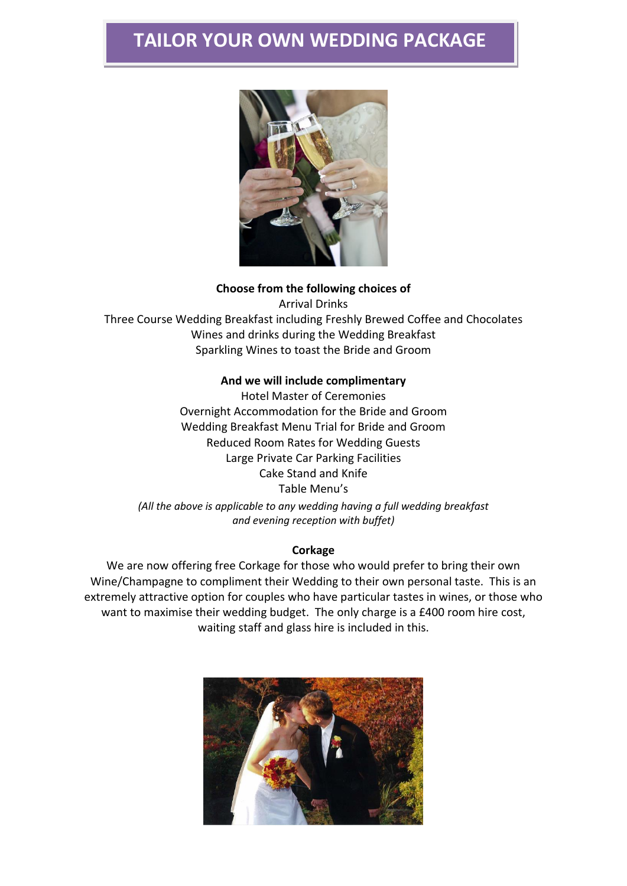# TAILOR YOUR OWN WEDDING PACKAGE

**Choose from the following choices of**

Arrival Drinks
Three Course Wedding Breakfast including Freshly Brewed Coffee and Chocolates
Wines and drinks during the Wedding Breakfast
Sparkling Wines to toast the Bride and Groom

**And we will include complimentary**

Hotel Master of Ceremonies
Overnight Accommodation for the Bride and Groom
Wedding Breakfast Menu Trial for Bride and Groom
Reduced Room Rates for Wedding Guests
Large Private Car Parking Facilities
Cake Stand and Knife
Table Menu's

*(All the above is applicable to any wedding having a full wedding breakfast and evening reception with buffet)*

**Corkage**

We are now offering free Corkage for those who would prefer to bring their own Wine/Champagne to compliment their Wedding to their own personal taste. This is an extremely attractive option for couples who have particular tastes in wines, or those who want to maximise their wedding budget. The only charge is a £400 room hire cost, waiting staff and glass hire is included in this.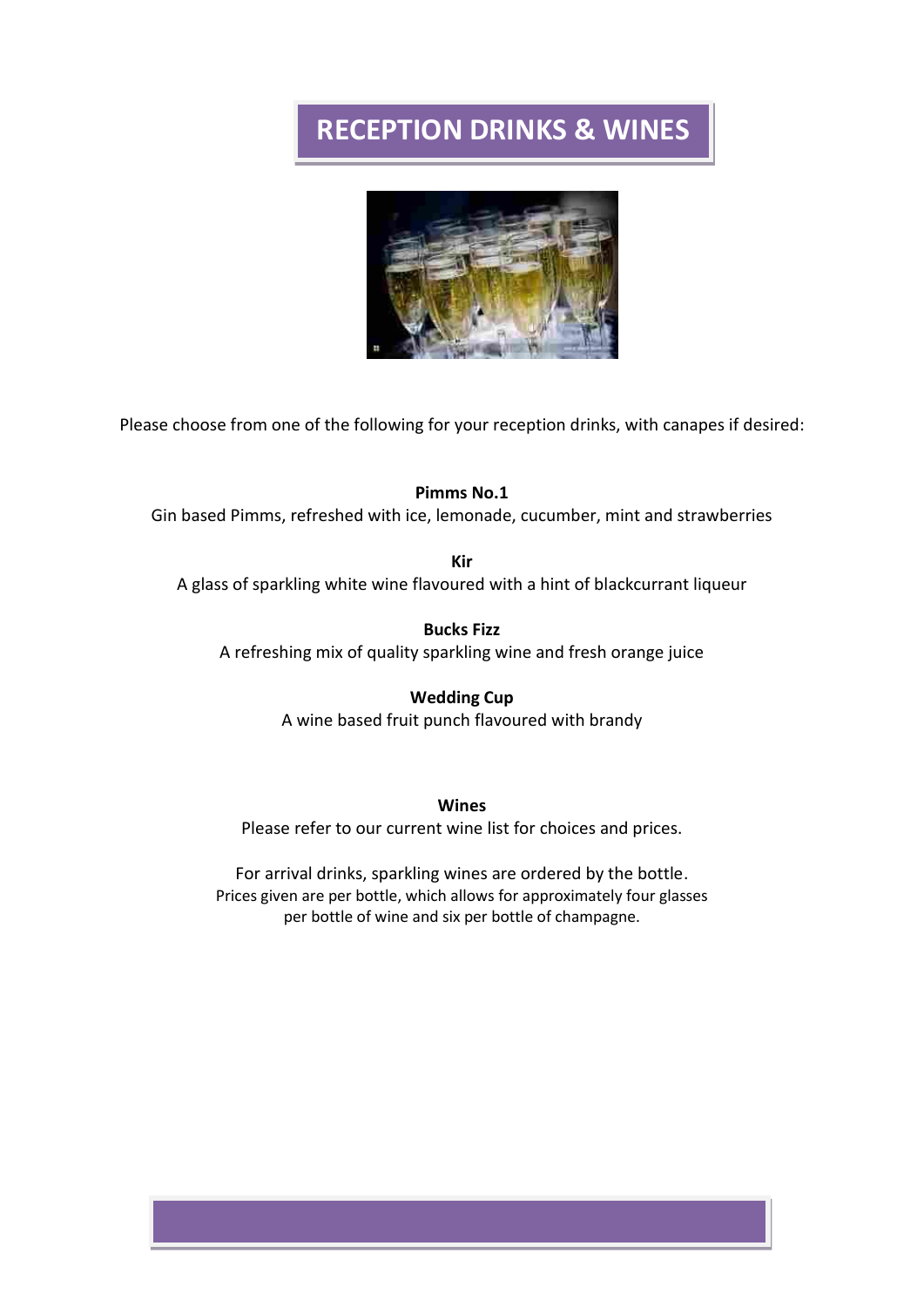# RECEPTION DRINKS & WINES

Please choose from one of the following for your reception drinks, with canapes if desired:

**Pimms No.1**
Gin based Pimms, refreshed with ice, lemonade, cucumber, mint and strawberries

**Kir**
A glass of sparkling white wine flavoured with a hint of blackcurrant liqueur

**Bucks Fizz**
A refreshing mix of quality sparkling wine and fresh orange juice

**Wedding Cup**
A wine based fruit punch flavoured with brandy

**Wines**
Please refer to our current wine list for choices and prices.

For arrival drinks, sparkling wines are ordered by the bottle.
Prices given are per bottle, which allows for approximately four glasses per bottle of wine and six per bottle of champagne.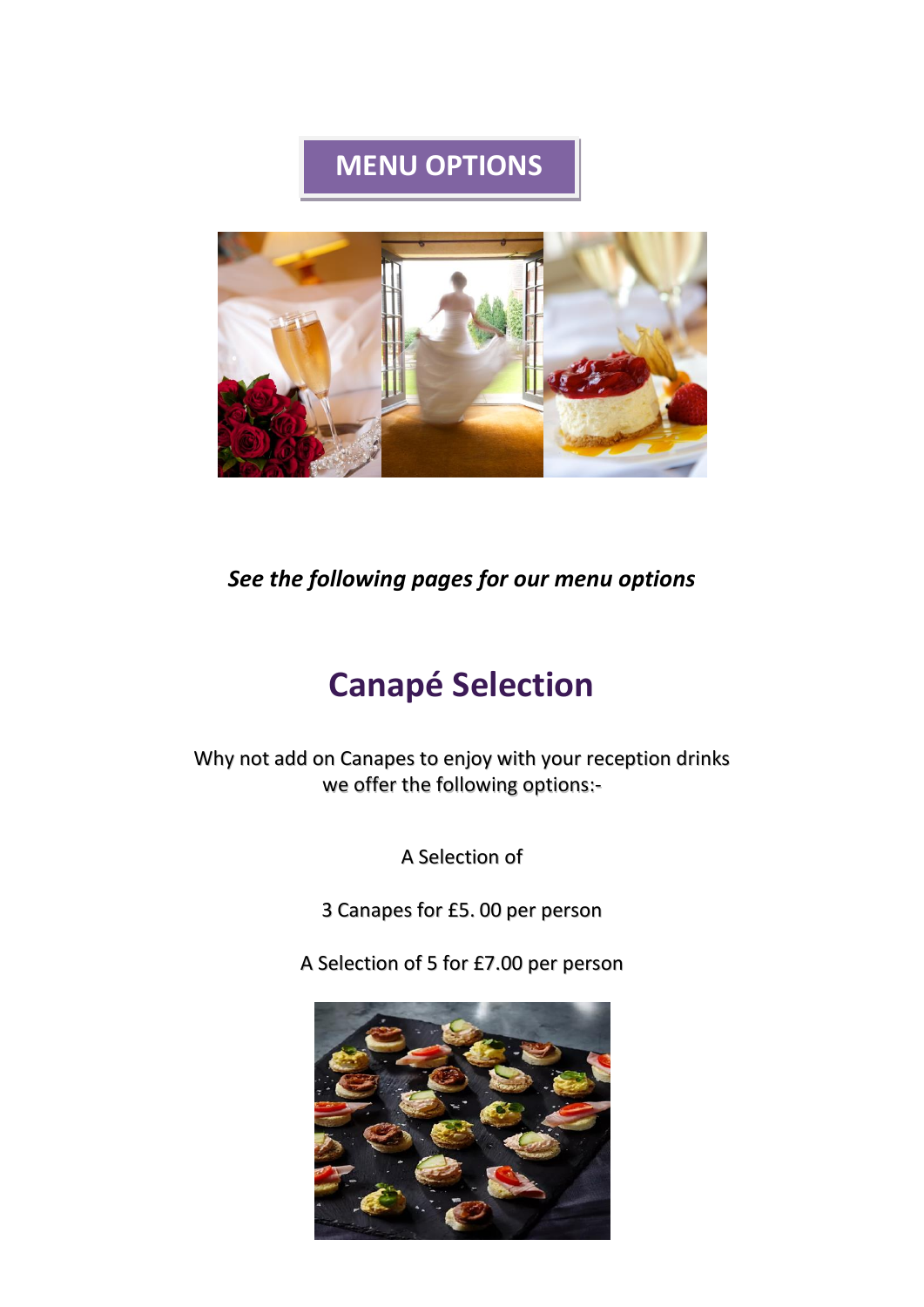# MENU OPTIONS

*See the following pages for our menu options*

## Canapé Selection

Why not add on Canapes to enjoy with your reception drinks we offer the following options:-

A Selection of

3 Canapes for £5. 00 per person

A Selection of 5 for £7.00 per person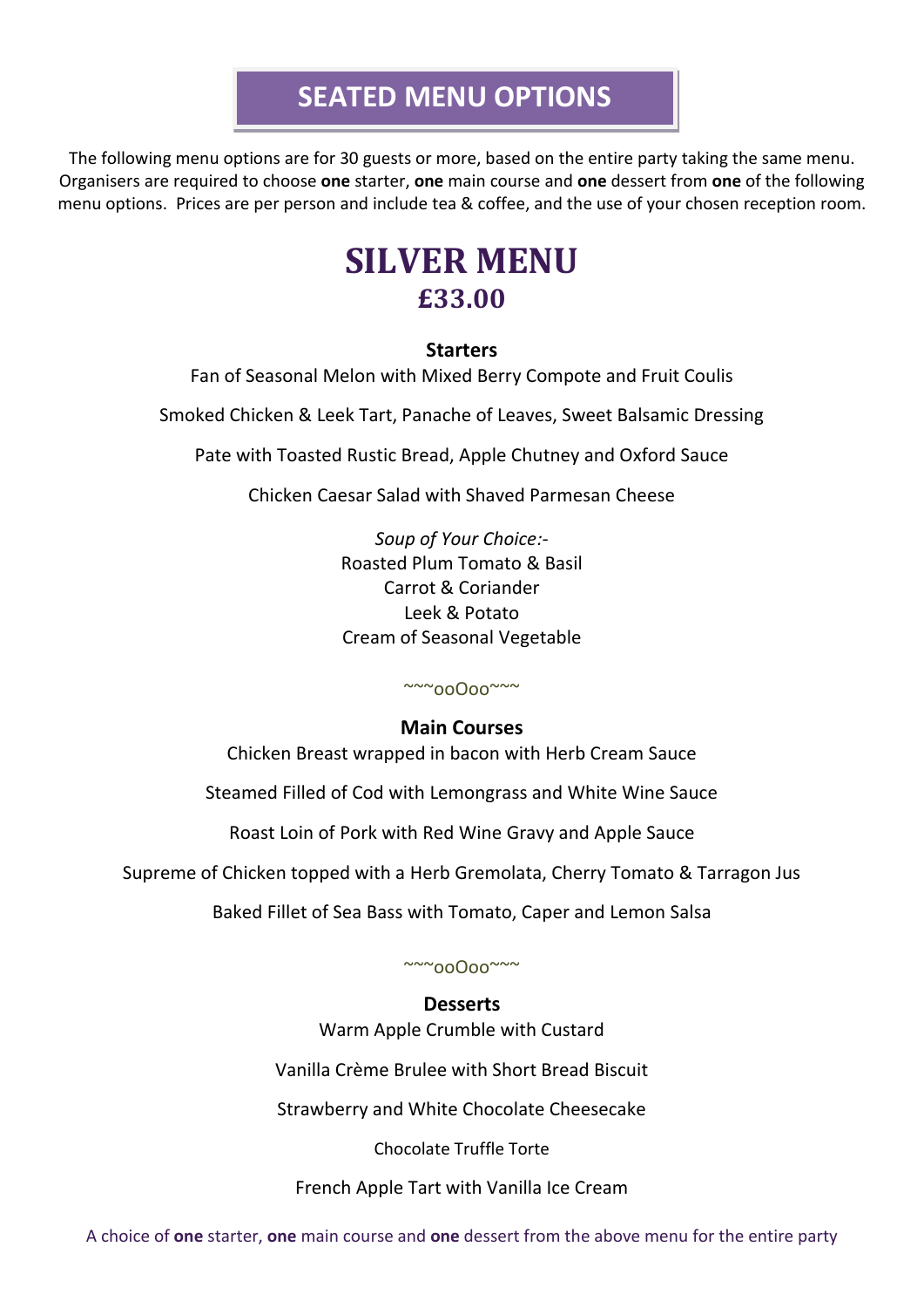# SEATED MENU OPTIONS

The following menu options are for 30 guests or more, based on the entire party taking the same menu. Organisers are required to choose **one** starter, **one** main course and **one** dessert from **one** of the following menu options. Prices are per person and include tea & coffee, and the use of your chosen reception room.

## SILVER MENU
## £33.00

**Starters**

Fan of Seasonal Melon with Mixed Berry Compote and Fruit Coulis

Smoked Chicken & Leek Tart, Panache of Leaves, Sweet Balsamic Dressing

Pate with Toasted Rustic Bread, Apple Chutney and Oxford Sauce

Chicken Caesar Salad with Shaved Parmesan Cheese

*Soup of Your Choice:-*
Roasted Plum Tomato & Basil
Carrot & Coriander
Leek & Potato
Cream of Seasonal Vegetable

~~~ooOoo~~~

**Main Courses**

Chicken Breast wrapped in bacon with Herb Cream Sauce

Steamed Filled of Cod with Lemongrass and White Wine Sauce

Roast Loin of Pork with Red Wine Gravy and Apple Sauce

Supreme of Chicken topped with a Herb Gremolata, Cherry Tomato & Tarragon Jus

Baked Fillet of Sea Bass with Tomato, Caper and Lemon Salsa

~~~ooOoo~~~

**Desserts**

Warm Apple Crumble with Custard

Vanilla Crème Brulee with Short Bread Biscuit

Strawberry and White Chocolate Cheesecake

Chocolate Truffle Torte

French Apple Tart with Vanilla Ice Cream

A choice of **one** starter, **one** main course and **one** dessert from the above menu for the entire party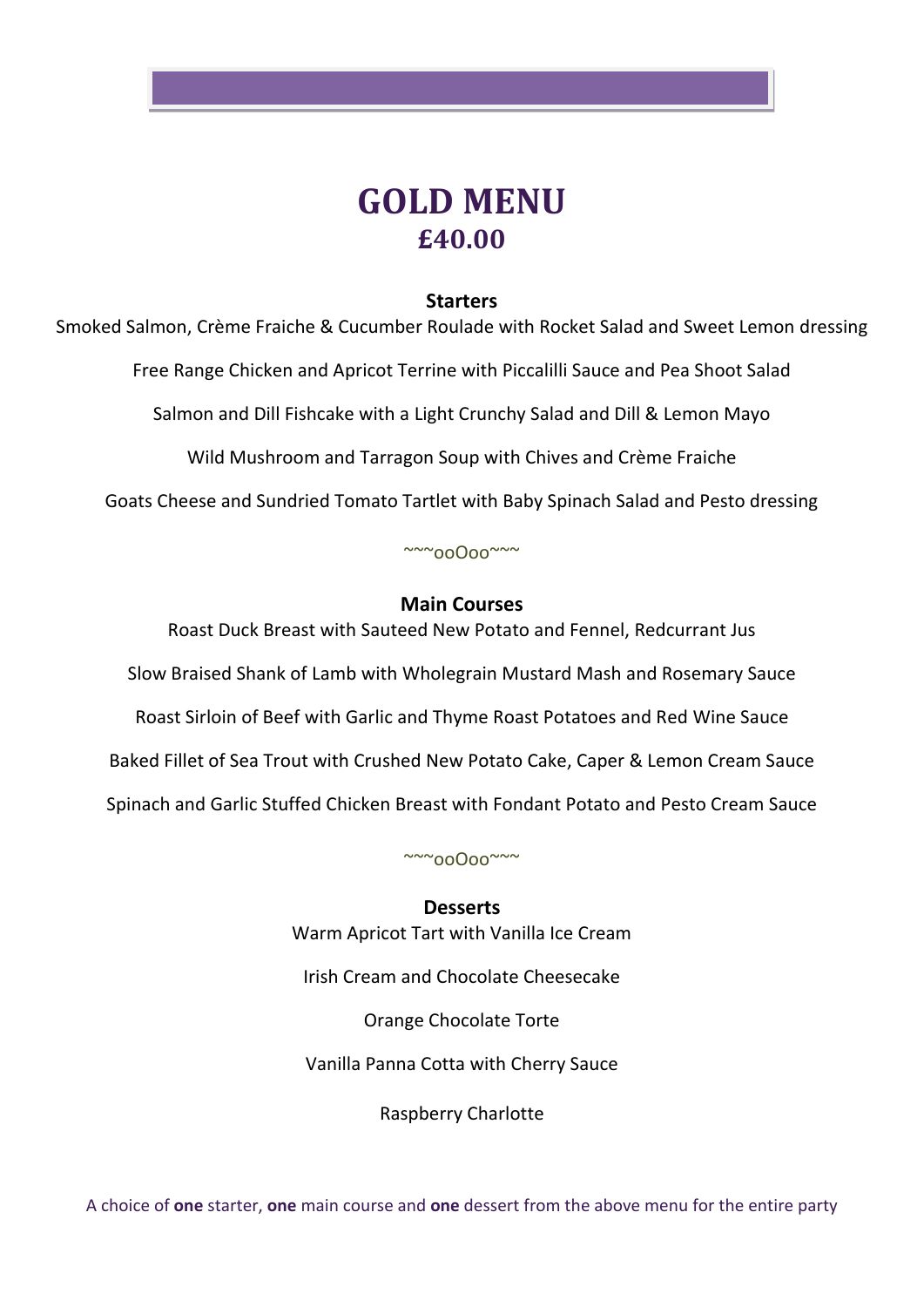# GOLD MENU
## £40.00

**Starters**

Smoked Salmon, Crème Fraiche & Cucumber Roulade with Rocket Salad and Sweet Lemon dressing

Free Range Chicken and Apricot Terrine with Piccalilli Sauce and Pea Shoot Salad

Salmon and Dill Fishcake with a Light Crunchy Salad and Dill & Lemon Mayo

Wild Mushroom and Tarragon Soup with Chives and Crème Fraiche

Goats Cheese and Sundried Tomato Tartlet with Baby Spinach Salad and Pesto dressing

~~~ooOoo~~~

**Main Courses**

Roast Duck Breast with Sauteed New Potato and Fennel, Redcurrant Jus

Slow Braised Shank of Lamb with Wholegrain Mustard Mash and Rosemary Sauce

Roast Sirloin of Beef with Garlic and Thyme Roast Potatoes and Red Wine Sauce

Baked Fillet of Sea Trout with Crushed New Potato Cake, Caper & Lemon Cream Sauce

Spinach and Garlic Stuffed Chicken Breast with Fondant Potato and Pesto Cream Sauce

~~~ooOoo~~~

**Desserts**

Warm Apricot Tart with Vanilla Ice Cream

Irish Cream and Chocolate Cheesecake

Orange Chocolate Torte

Vanilla Panna Cotta with Cherry Sauce

Raspberry Charlotte

A choice of **one** starter, **one** main course and **one** dessert from the above menu for the entire party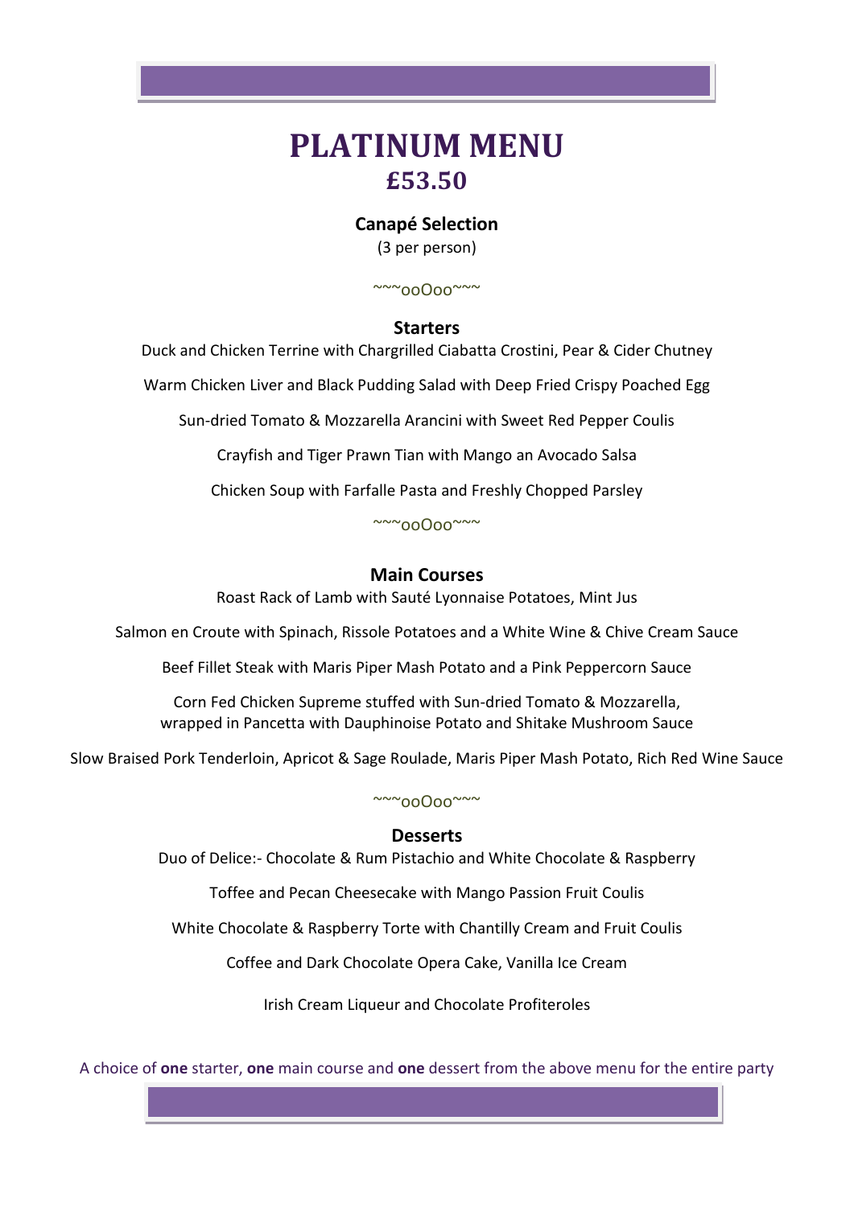# PLATINUM MENU

## £53.50

**Canapé Selection**

(3 per person)

~~~ooOoo~~~

### Starters

Duck and Chicken Terrine with Chargrilled Ciabatta Crostini, Pear & Cider Chutney

Warm Chicken Liver and Black Pudding Salad with Deep Fried Crispy Poached Egg

Sun-dried Tomato & Mozzarella Arancini with Sweet Red Pepper Coulis

Crayfish and Tiger Prawn Tian with Mango an Avocado Salsa

Chicken Soup with Farfalle Pasta and Freshly Chopped Parsley

~~~ooOoo~~~

### Main Courses

Roast Rack of Lamb with Sauté Lyonnaise Potatoes, Mint Jus

Salmon en Croute with Spinach, Rissole Potatoes and a White Wine & Chive Cream Sauce

Beef Fillet Steak with Maris Piper Mash Potato and a Pink Peppercorn Sauce

Corn Fed Chicken Supreme stuffed with Sun-dried Tomato & Mozzarella,
wrapped in Pancetta with Dauphinoise Potato and Shitake Mushroom Sauce

Slow Braised Pork Tenderloin, Apricot & Sage Roulade, Maris Piper Mash Potato, Rich Red Wine Sauce

~~~ooOoo~~~

### Desserts

Duo of Delice:- Chocolate & Rum Pistachio and White Chocolate & Raspberry

Toffee and Pecan Cheesecake with Mango Passion Fruit Coulis

White Chocolate & Raspberry Torte with Chantilly Cream and Fruit Coulis

Coffee and Dark Chocolate Opera Cake, Vanilla Ice Cream

Irish Cream Liqueur and Chocolate Profiteroles

A choice of **one** starter, **one** main course and **one** dessert from the above menu for the entire party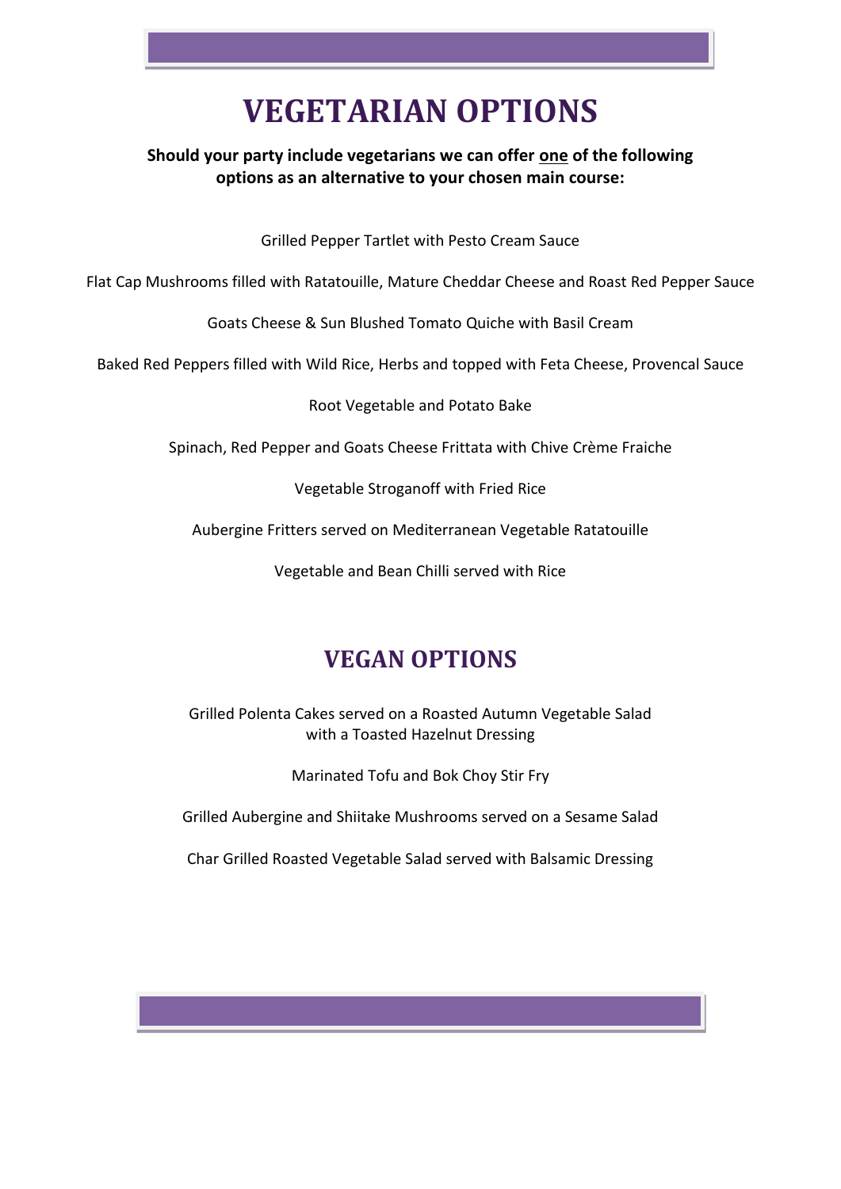# VEGETARIAN OPTIONS

**Should your party include vegetarians we can offer one of the following options as an alternative to your chosen main course:**

Grilled Pepper Tartlet with Pesto Cream Sauce

Flat Cap Mushrooms filled with Ratatouille, Mature Cheddar Cheese and Roast Red Pepper Sauce

Goats Cheese & Sun Blushed Tomato Quiche with Basil Cream

Baked Red Peppers filled with Wild Rice, Herbs and topped with Feta Cheese, Provencal Sauce

Root Vegetable and Potato Bake

Spinach, Red Pepper and Goats Cheese Frittata with Chive Crème Fraiche

Vegetable Stroganoff with Fried Rice

Aubergine Fritters served on Mediterranean Vegetable Ratatouille

Vegetable and Bean Chilli served with Rice

## VEGAN OPTIONS

Grilled Polenta Cakes served on a Roasted Autumn Vegetable Salad with a Toasted Hazelnut Dressing

Marinated Tofu and Bok Choy Stir Fry

Grilled Aubergine and Shiitake Mushrooms served on a Sesame Salad

Char Grilled Roasted Vegetable Salad served with Balsamic Dressing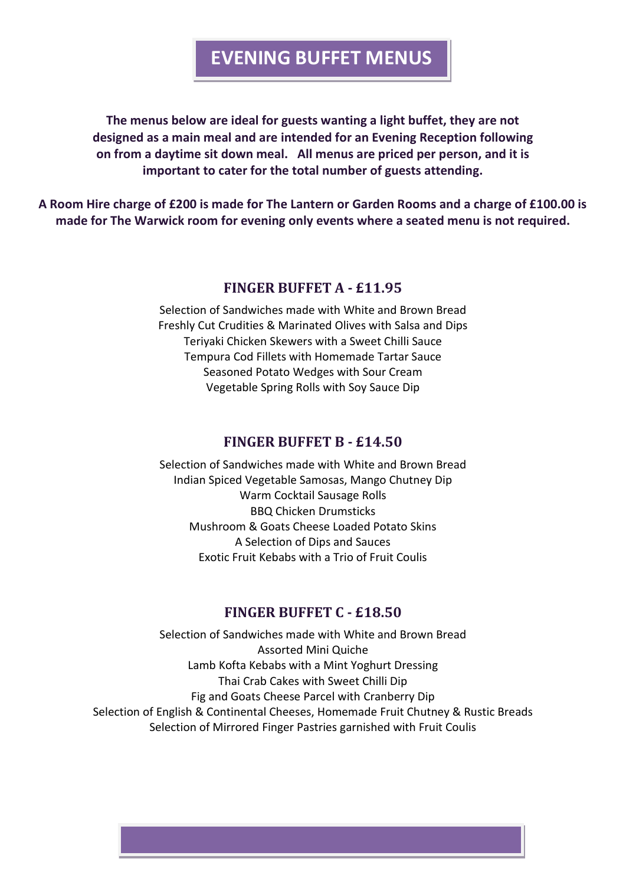# EVENING BUFFET MENUS

**The menus below are ideal for guests wanting a light buffet, they are not designed as a main meal and are intended for an Evening Reception following on from a daytime sit down meal. All menus are priced per person, and it is important to cater for the total number of guests attending.**

**A Room Hire charge of £200 is made for The Lantern or Garden Rooms and a charge of £100.00 is made for The Warwick room for evening only events where a seated menu is not required.**

## FINGER BUFFET A - £11.95

Selection of Sandwiches made with White and Brown Bread
Freshly Cut Crudities & Marinated Olives with Salsa and Dips
Teriyaki Chicken Skewers with a Sweet Chilli Sauce
Tempura Cod Fillets with Homemade Tartar Sauce
Seasoned Potato Wedges with Sour Cream
Vegetable Spring Rolls with Soy Sauce Dip

## FINGER BUFFET B - £14.50

Selection of Sandwiches made with White and Brown Bread
Indian Spiced Vegetable Samosas, Mango Chutney Dip
Warm Cocktail Sausage Rolls
BBQ Chicken Drumsticks
Mushroom & Goats Cheese Loaded Potato Skins
A Selection of Dips and Sauces
Exotic Fruit Kebabs with a Trio of Fruit Coulis

## FINGER BUFFET C - £18.50

Selection of Sandwiches made with White and Brown Bread
Assorted Mini Quiche
Lamb Kofta Kebabs with a Mint Yoghurt Dressing
Thai Crab Cakes with Sweet Chilli Dip
Fig and Goats Cheese Parcel with Cranberry Dip
Selection of English & Continental Cheeses, Homemade Fruit Chutney & Rustic Breads
Selection of Mirrored Finger Pastries garnished with Fruit Coulis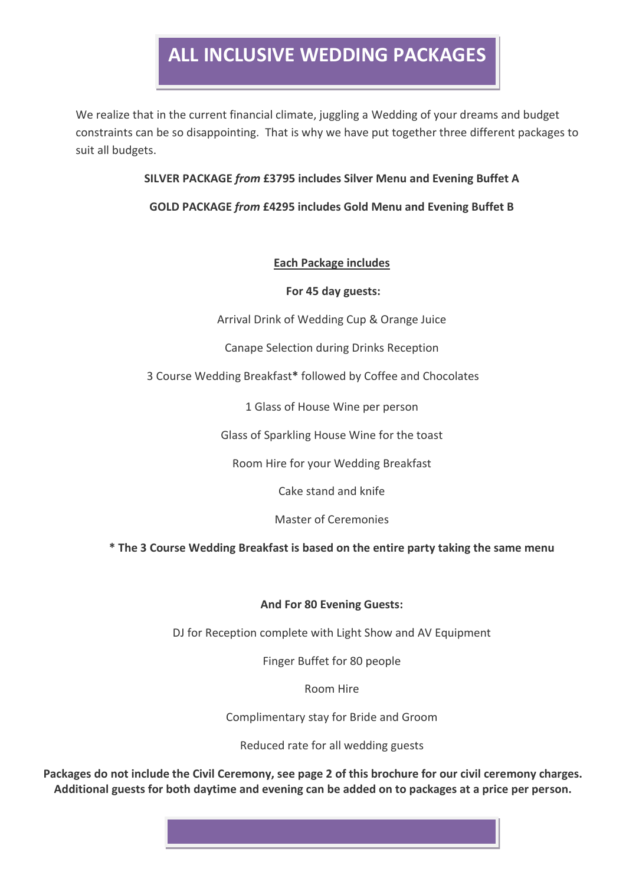# ALL INCLUSIVE WEDDING PACKAGES

We realize that in the current financial climate, juggling a Wedding of your dreams and budget constraints can be so disappointing. That is why we have put together three different packages to suit all budgets.

**SILVER PACKAGE *from* £3795 includes Silver Menu and Evening Buffet A**

**GOLD PACKAGE *from* £4295 includes Gold Menu and Evening Buffet B**

**<u>Each Package includes</u>**

**For 45 day guests:**

Arrival Drink of Wedding Cup & Orange Juice

Canape Selection during Drinks Reception

3 Course Wedding Breakfast**\*** followed by Coffee and Chocolates

1 Glass of House Wine per person

Glass of Sparkling House Wine for the toast

Room Hire for your Wedding Breakfast

Cake stand and knife

Master of Ceremonies

**\* The 3 Course Wedding Breakfast is based on the entire party taking the same menu**

**And For 80 Evening Guests:**

DJ for Reception complete with Light Show and AV Equipment

Finger Buffet for 80 people

Room Hire

Complimentary stay for Bride and Groom

Reduced rate for all wedding guests

**Packages do not include the Civil Ceremony, see page 2 of this brochure for our civil ceremony charges. Additional guests for both daytime and evening can be added on to packages at a price per person.**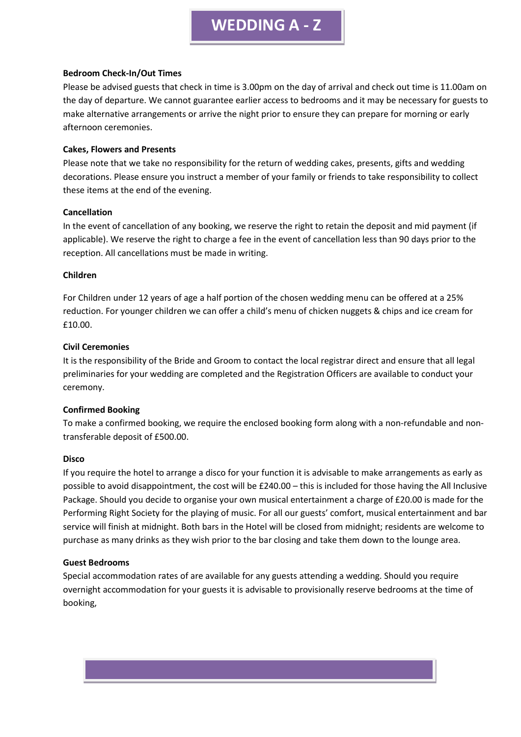# WEDDING A - Z

**Bedroom Check-In/Out Times**

Please be advised guests that check in time is 3.00pm on the day of arrival and check out time is 11.00am on the day of departure. We cannot guarantee earlier access to bedrooms and it may be necessary for guests to make alternative arrangements or arrive the night prior to ensure they can prepare for morning or early afternoon ceremonies.

**Cakes, Flowers and Presents**

Please note that we take no responsibility for the return of wedding cakes, presents, gifts and wedding decorations. Please ensure you instruct a member of your family or friends to take responsibility to collect these items at the end of the evening.

**Cancellation**

In the event of cancellation of any booking, we reserve the right to retain the deposit and mid payment (if applicable). We reserve the right to charge a fee in the event of cancellation less than 90 days prior to the reception. All cancellations must be made in writing.

**Children**

For Children under 12 years of age a half portion of the chosen wedding menu can be offered at a 25% reduction. For younger children we can offer a child's menu of chicken nuggets & chips and ice cream for £10.00.

**Civil Ceremonies**

It is the responsibility of the Bride and Groom to contact the local registrar direct and ensure that all legal preliminaries for your wedding are completed and the Registration Officers are available to conduct your ceremony.

**Confirmed Booking**

To make a confirmed booking, we require the enclosed booking form along with a non-refundable and non-transferable deposit of £500.00.

**Disco**

If you require the hotel to arrange a disco for your function it is advisable to make arrangements as early as possible to avoid disappointment, the cost will be £240.00 – this is included for those having the All Inclusive Package. Should you decide to organise your own musical entertainment a charge of £20.00 is made for the Performing Right Society for the playing of music. For all our guests' comfort, musical entertainment and bar service will finish at midnight. Both bars in the Hotel will be closed from midnight; residents are welcome to purchase as many drinks as they wish prior to the bar closing and take them down to the lounge area.

**Guest Bedrooms**

Special accommodation rates of are available for any guests attending a wedding. Should you require overnight accommodation for your guests it is advisable to provisionally reserve bedrooms at the time of booking,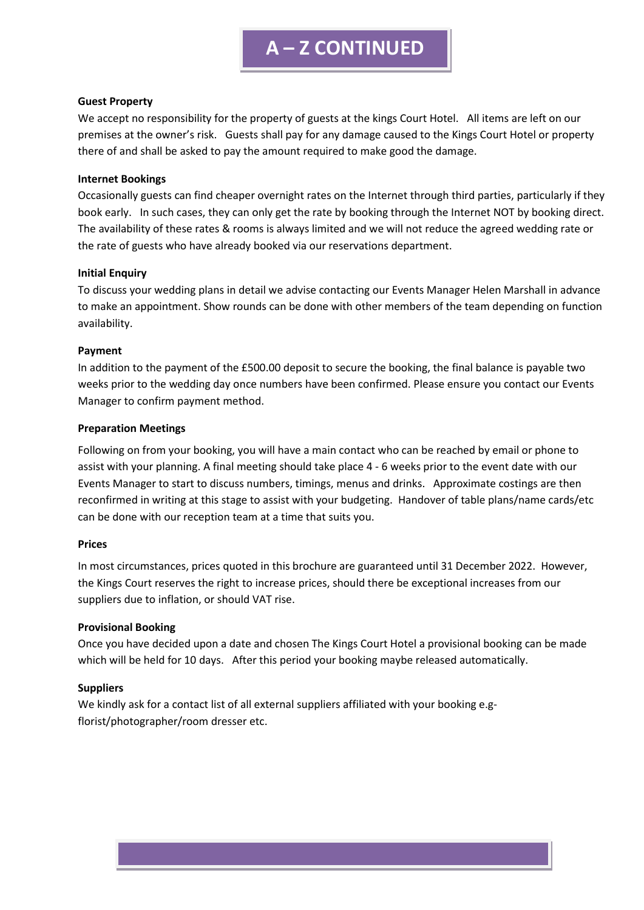# A – Z CONTINUED

**Guest Property**

We accept no responsibility for the property of guests at the kings Court Hotel. All items are left on our premises at the owner's risk. Guests shall pay for any damage caused to the Kings Court Hotel or property there of and shall be asked to pay the amount required to make good the damage.

**Internet Bookings**

Occasionally guests can find cheaper overnight rates on the Internet through third parties, particularly if they book early. In such cases, they can only get the rate by booking through the Internet NOT by booking direct. The availability of these rates & rooms is always limited and we will not reduce the agreed wedding rate or the rate of guests who have already booked via our reservations department.

**Initial Enquiry**

To discuss your wedding plans in detail we advise contacting our Events Manager Helen Marshall in advance to make an appointment. Show rounds can be done with other members of the team depending on function availability.

**Payment**

In addition to the payment of the £500.00 deposit to secure the booking, the final balance is payable two weeks prior to the wedding day once numbers have been confirmed. Please ensure you contact our Events Manager to confirm payment method.

**Preparation Meetings**

Following on from your booking, you will have a main contact who can be reached by email or phone to assist with your planning. A final meeting should take place 4 - 6 weeks prior to the event date with our Events Manager to start to discuss numbers, timings, menus and drinks. Approximate costings are then reconfirmed in writing at this stage to assist with your budgeting. Handover of table plans/name cards/etc can be done with our reception team at a time that suits you.

**Prices**

In most circumstances, prices quoted in this brochure are guaranteed until 31 December 2022. However, the Kings Court reserves the right to increase prices, should there be exceptional increases from our suppliers due to inflation, or should VAT rise.

**Provisional Booking**

Once you have decided upon a date and chosen The Kings Court Hotel a provisional booking can be made which will be held for 10 days. After this period your booking maybe released automatically.

**Suppliers**

We kindly ask for a contact list of all external suppliers affiliated with your booking e.g- florist/photographer/room dresser etc.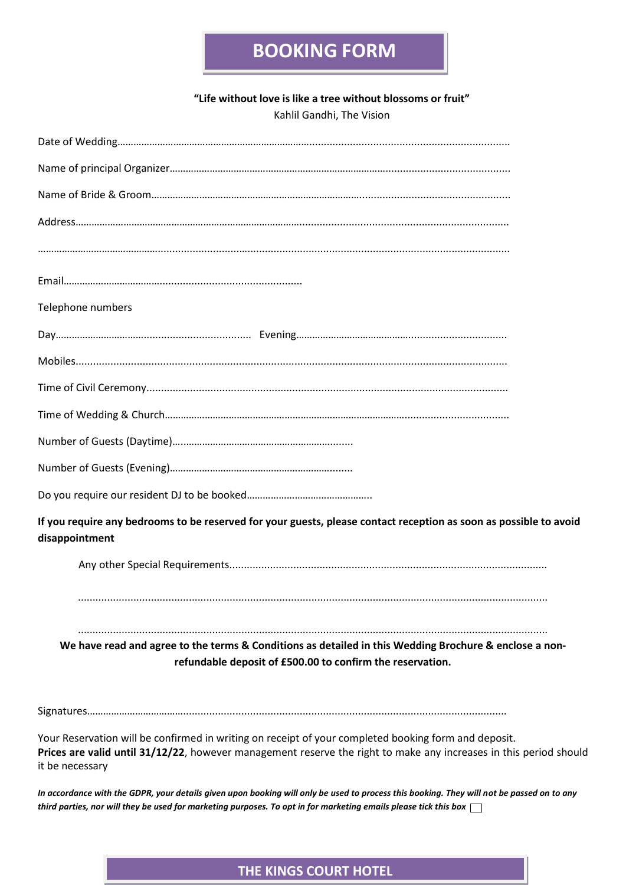# BOOKING FORM

**"Life without love is like a tree without blossoms or fruit"**

Kahlil Gandhi, The Vision

Date of Wedding……………………………………………………………………………………………………………………………

Name of principal Organizer………………………………………………………………………………………………………

Name of Bride & Groom……………………………………………………………………………………………………………

Address…………………………………………………………………………………………………………………………………

…………………………………………………………………………………………………………………………………………

Email…………………………………………………………………………

Telephone numbers

Day…………………………………………………………… Evening………………………………………………………………

Mobiles…………………………………………………………………………………………………………………………………

Time of Civil Ceremony……………………………………………………………………………………………………………

Time of Wedding & Church………………………………………………………………………………………………………

Number of Guests (Daytime)……………………………………………………………

Number of Guests (Evening)……………………………………………………………

Do you require our resident DJ to be booked………………………………………..

**If you require any bedrooms to be reserved for your guests, please contact reception as soon as possible to avoid disappointment**

Any other Special Requirements…………………………………………………………………………………………………

…………………………………………………………………………………………………………………………………………

…………………………………………………………………………………………………………………………………………

**We have read and agree to the terms & Conditions as detailed in this Wedding Brochure & enclose a non-refundable deposit of £500.00 to confirm the reservation.**

Signatures………………………………………………………………………………………………………………………………

Your Reservation will be confirmed in writing on receipt of your completed booking form and deposit.
**Prices are valid until 31/12/22**, however management reserve the right to make any increases in this period should it be necessary

***In accordance with the GDPR, your details given upon booking will only be used to process this booking. They will not be passed on to any third parties, nor will they be used for marketing purposes. To opt in for marketing emails please tick this box*** ☐

**THE KINGS COURT HOTEL**